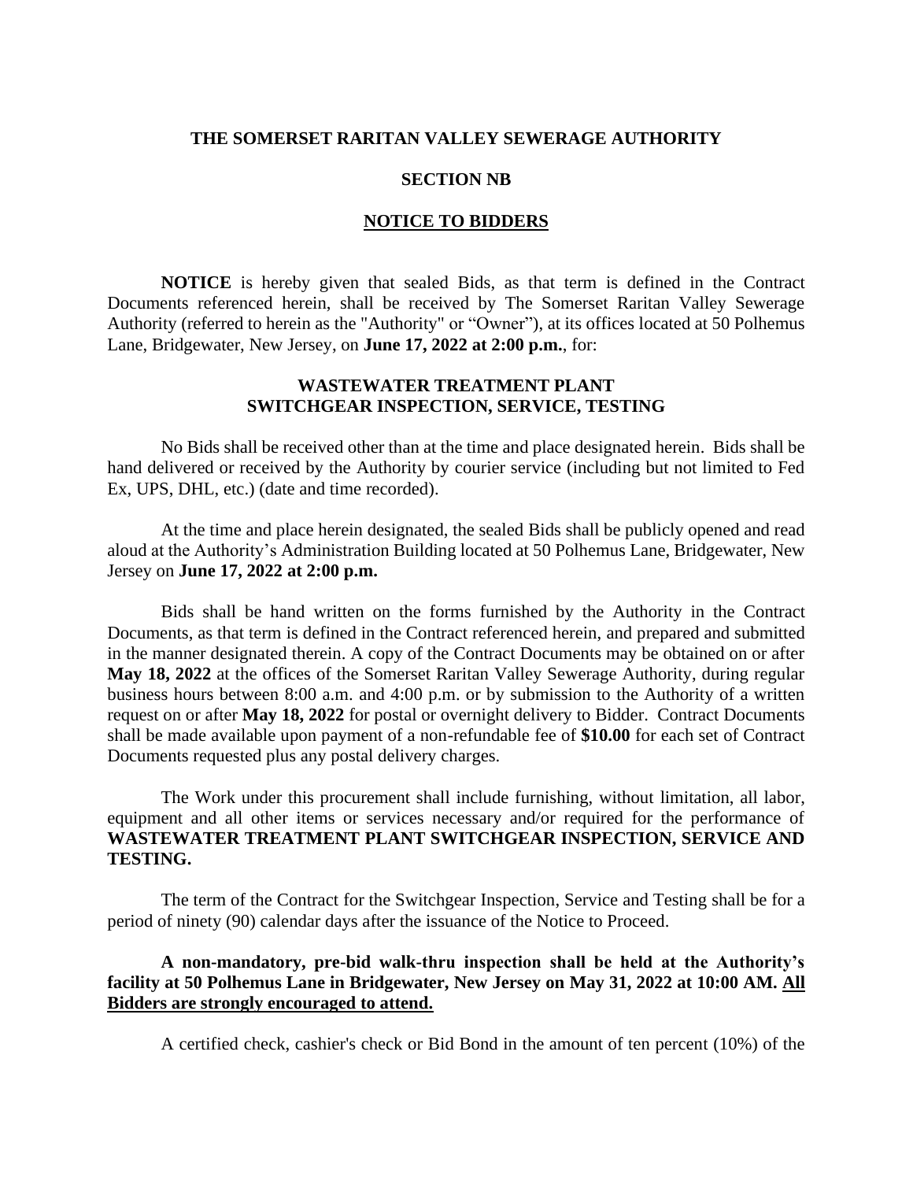**THE SOMERSET RARITAN VALLEY SEWERAGE AUTHORITY**

**SECTION NB**

**NOTICE TO BIDDERS**

**NOTICE** is hereby given that sealed Bids, as that term is defined in the Contract Documents referenced herein, shall be received by The Somerset Raritan Valley Sewerage Authority (referred to herein as the "Authority" or "Owner"), at its offices located at 50 Polhemus Lane, Bridgewater, New Jersey, on **June 17, 2022 at 2:00 p.m.**, for:

**WASTEWATER TREATMENT PLANT**
**SWITCHGEAR INSPECTION, SERVICE, TESTING**

No Bids shall be received other than at the time and place designated herein. Bids shall be hand delivered or received by the Authority by courier service (including but not limited to Fed Ex, UPS, DHL, etc.) (date and time recorded).

At the time and place herein designated, the sealed Bids shall be publicly opened and read aloud at the Authority's Administration Building located at 50 Polhemus Lane, Bridgewater, New Jersey on **June 17, 2022 at 2:00 p.m.**

Bids shall be hand written on the forms furnished by the Authority in the Contract Documents, as that term is defined in the Contract referenced herein, and prepared and submitted in the manner designated therein. A copy of the Contract Documents may be obtained on or after **May 18, 2022** at the offices of the Somerset Raritan Valley Sewerage Authority, during regular business hours between 8:00 a.m. and 4:00 p.m. or by submission to the Authority of a written request on or after **May 18, 2022** for postal or overnight delivery to Bidder. Contract Documents shall be made available upon payment of a non-refundable fee of **$10.00** for each set of Contract Documents requested plus any postal delivery charges.

The Work under this procurement shall include furnishing, without limitation, all labor, equipment and all other items or services necessary and/or required for the performance of **WASTEWATER TREATMENT PLANT SWITCHGEAR INSPECTION, SERVICE AND TESTING.**

The term of the Contract for the Switchgear Inspection, Service and Testing shall be for a period of ninety (90) calendar days after the issuance of the Notice to Proceed.

**A non-mandatory, pre-bid walk-thru inspection shall be held at the Authority's facility at 50 Polhemus Lane in Bridgewater, New Jersey on May 31, 2022 at 10:00 AM. All Bidders are strongly encouraged to attend.**

A certified check, cashier's check or Bid Bond in the amount of ten percent (10%) of the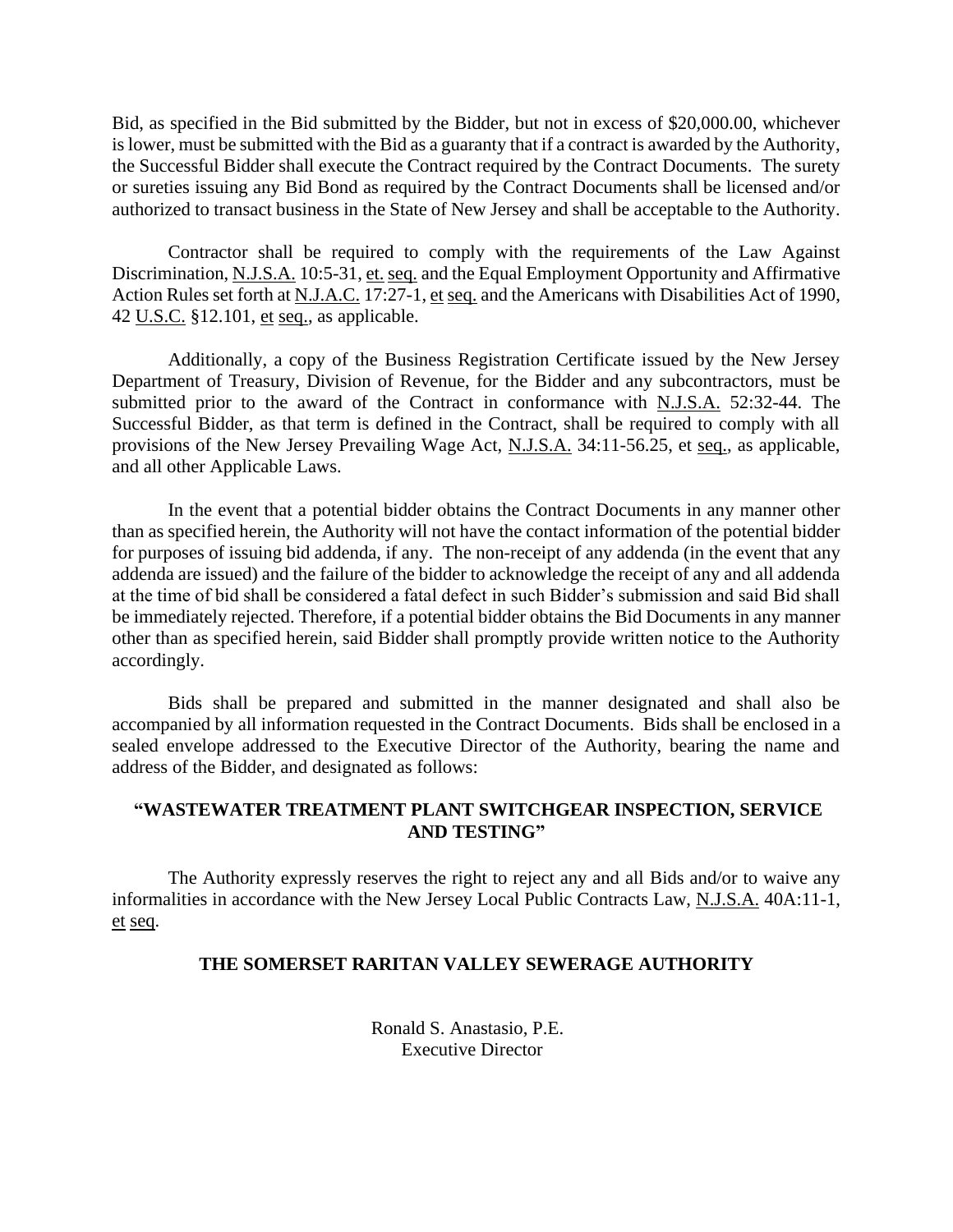Bid, as specified in the Bid submitted by the Bidder, but not in excess of $20,000.00, whichever is lower, must be submitted with the Bid as a guaranty that if a contract is awarded by the Authority, the Successful Bidder shall execute the Contract required by the Contract Documents. The surety or sureties issuing any Bid Bond as required by the Contract Documents shall be licensed and/or authorized to transact business in the State of New Jersey and shall be acceptable to the Authority.

Contractor shall be required to comply with the requirements of the Law Against Discrimination, N.J.S.A. 10:5-31, et. seq. and the Equal Employment Opportunity and Affirmative Action Rules set forth at N.J.A.C. 17:27-1, et seq. and the Americans with Disabilities Act of 1990, 42 U.S.C. §12.101, et seq., as applicable.

Additionally, a copy of the Business Registration Certificate issued by the New Jersey Department of Treasury, Division of Revenue, for the Bidder and any subcontractors, must be submitted prior to the award of the Contract in conformance with N.J.S.A. 52:32-44. The Successful Bidder, as that term is defined in the Contract, shall be required to comply with all provisions of the New Jersey Prevailing Wage Act, N.J.S.A. 34:11-56.25, et seq., as applicable, and all other Applicable Laws.

In the event that a potential bidder obtains the Contract Documents in any manner other than as specified herein, the Authority will not have the contact information of the potential bidder for purposes of issuing bid addenda, if any. The non-receipt of any addenda (in the event that any addenda are issued) and the failure of the bidder to acknowledge the receipt of any and all addenda at the time of bid shall be considered a fatal defect in such Bidder's submission and said Bid shall be immediately rejected. Therefore, if a potential bidder obtains the Bid Documents in any manner other than as specified herein, said Bidder shall promptly provide written notice to the Authority accordingly.

Bids shall be prepared and submitted in the manner designated and shall also be accompanied by all information requested in the Contract Documents. Bids shall be enclosed in a sealed envelope addressed to the Executive Director of the Authority, bearing the name and address of the Bidder, and designated as follows:

**"WASTEWATER TREATMENT PLANT SWITCHGEAR INSPECTION, SERVICE AND TESTING"**

The Authority expressly reserves the right to reject any and all Bids and/or to waive any informalities in accordance with the New Jersey Local Public Contracts Law, N.J.S.A. 40A:11-1, et seq.

**THE SOMERSET RARITAN VALLEY SEWERAGE AUTHORITY**

Ronald S. Anastasio, P.E.
Executive Director